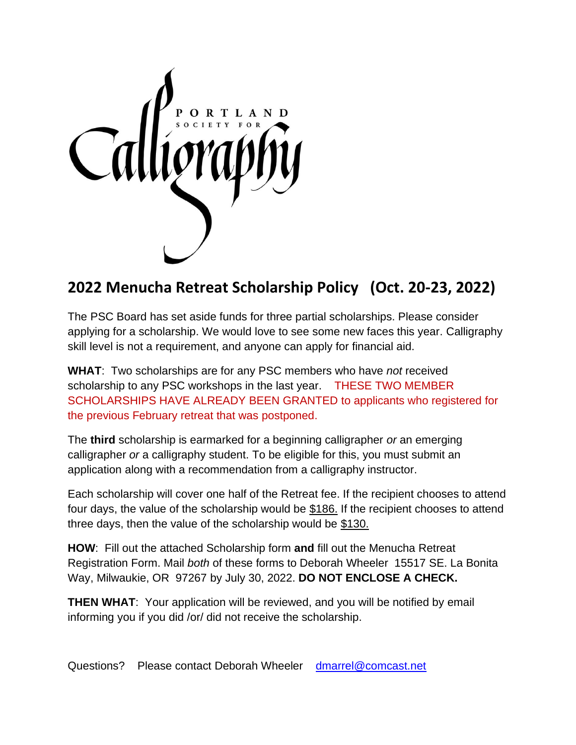PORTLAND SOCIETY FOR Calligraphy

## 2022 Menucha Retreat Scholarship Policy (Oct. 20-23, 2022)

The PSC Board has set aside funds for three partial scholarships. Please consider applying for a scholarship. We would love to see some new faces this year. Calligraphy skill level is not a requirement, and anyone can apply for financial aid.

**WHAT**: Two scholarships are for any PSC members who have *not* received scholarship to any PSC workshops in the last year. THESE TWO MEMBER SCHOLARSHIPS HAVE ALREADY BEEN GRANTED to applicants who registered for the previous February retreat that was postponed.

The **third** scholarship is earmarked for a beginning calligrapher *or* an emerging calligrapher *or* a calligraphy student. To be eligible for this, you must submit an application along with a recommendation from a calligraphy instructor.

Each scholarship will cover one half of the Retreat fee. If the recipient chooses to attend four days, the value of the scholarship would be $186. If the recipient chooses to attend three days, then the value of the scholarship would be $130.

**HOW**: Fill out the attached Scholarship form **and** fill out the Menucha Retreat Registration Form. Mail *both* of these forms to Deborah Wheeler 15517 SE. La Bonita Way, Milwaukie, OR 97267 by July 30, 2022. **DO NOT ENCLOSE A CHECK.**

**THEN WHAT**: Your application will be reviewed, and you will be notified by email informing you if you did /or/ did not receive the scholarship.

Questions? Please contact Deborah Wheeler dmarrel@comcast.net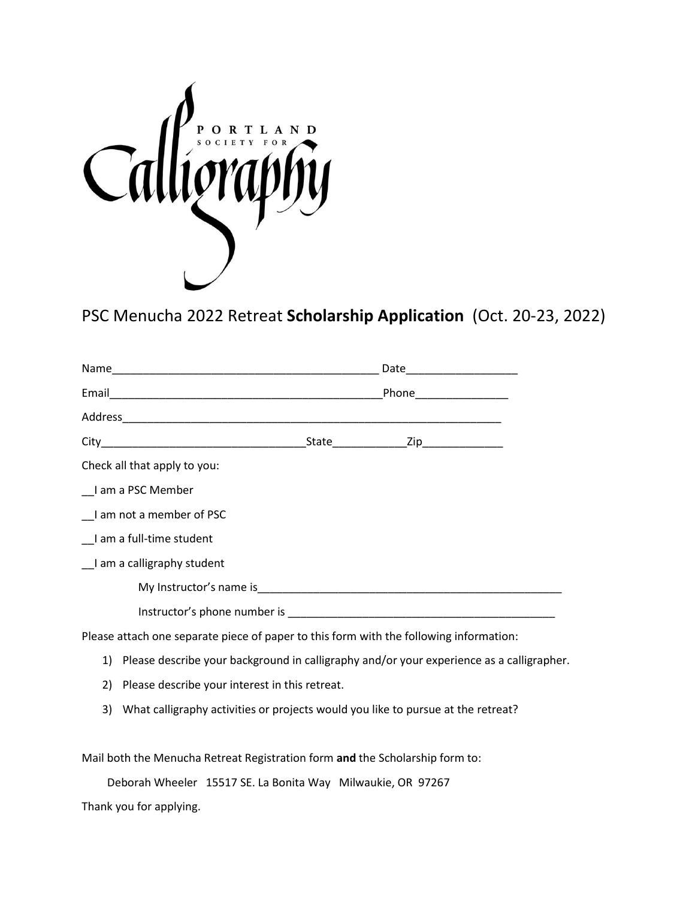PORTLAND SOCIETY FOR Calligraphy

# PSC Menucha 2022 Retreat **Scholarship Application** (Oct. 20-23, 2022)

Name___________________________________________ Date__________________

Email_____________________________________________Phone_______________

Address______________________________________________________________

City________________________________State____________Zip_____________

Check all that apply to you:

__I am a PSC Member

__I am not a member of PSC

__I am a full-time student

__I am a calligraphy student

My Instructor's name is___________________________________________________

Instructor's phone number is ___________________________________________

Please attach one separate piece of paper to this form with the following information:

1) Please describe your background in calligraphy and/or your experience as a calligrapher.
2) Please describe your interest in this retreat.
3) What calligraphy activities or projects would you like to pursue at the retreat?

Mail both the Menucha Retreat Registration form **and** the Scholarship form to:

Deborah Wheeler 15517 SE. La Bonita Way Milwaukie, OR 97267

Thank you for applying.